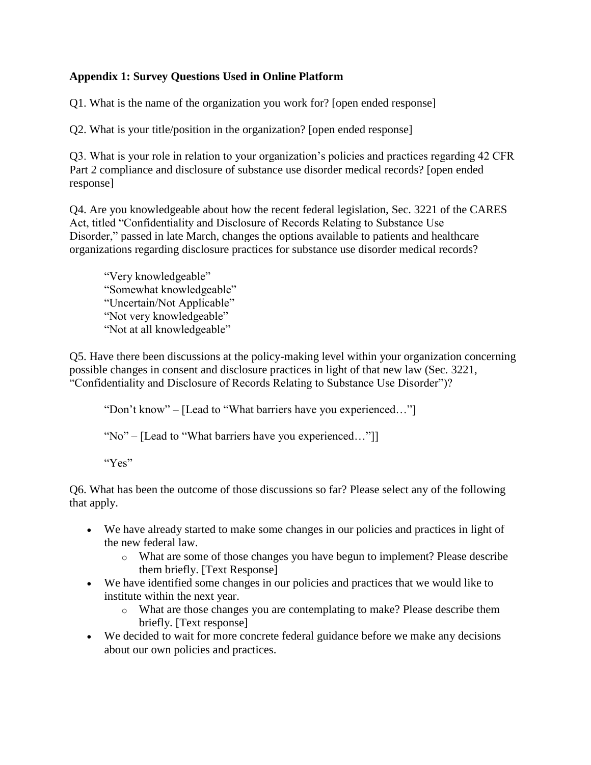**Appendix 1: Survey Questions Used in Online Platform**

Q1. What is the name of the organization you work for? [open ended response]

Q2. What is your title/position in the organization? [open ended response]

Q3. What is your role in relation to your organization's policies and practices regarding 42 CFR Part 2 compliance and disclosure of substance use disorder medical records? [open ended response]

Q4. Are you knowledgeable about how the recent federal legislation, Sec. 3221 of the CARES Act, titled "Confidentiality and Disclosure of Records Relating to Substance Use Disorder," passed in late March, changes the options available to patients and healthcare organizations regarding disclosure practices for substance use disorder medical records?

"Very knowledgeable"
"Somewhat knowledgeable"
"Uncertain/Not Applicable"
"Not very knowledgeable"
"Not at all knowledgeable"

Q5. Have there been discussions at the policy-making level within your organization concerning possible changes in consent and disclosure practices in light of that new law (Sec. 3221, "Confidentiality and Disclosure of Records Relating to Substance Use Disorder")?

"Don't know" – [Lead to "What barriers have you experienced…"]

"No" – [Lead to "What barriers have you experienced…"]]

"Yes"

Q6. What has been the outcome of those discussions so far? Please select any of the following that apply.

- We have already started to make some changes in our policies and practices in light of the new federal law.
  - What are some of those changes you have begun to implement? Please describe them briefly. [Text Response]
- We have identified some changes in our policies and practices that we would like to institute within the next year.
  - What are those changes you are contemplating to make? Please describe them briefly. [Text response]
- We decided to wait for more concrete federal guidance before we make any decisions about our own policies and practices.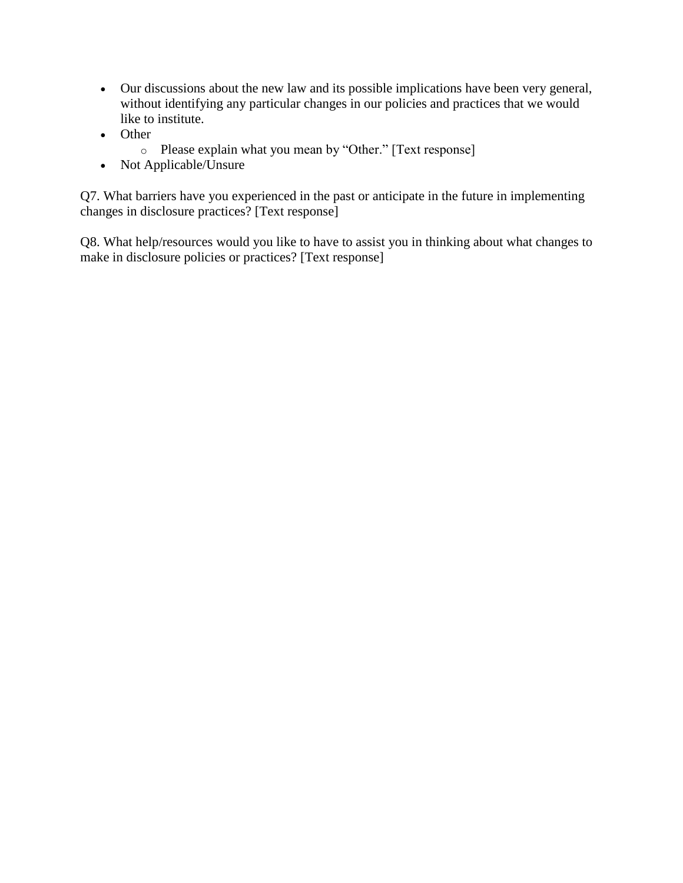- Our discussions about the new law and its possible implications have been very general, without identifying any particular changes in our policies and practices that we would like to institute.
- Other
    - Please explain what you mean by “Other.” [Text response]
- Not Applicable/Unsure

Q7. What barriers have you experienced in the past or anticipate in the future in implementing changes in disclosure practices? [Text response]

Q8. What help/resources would you like to have to assist you in thinking about what changes to make in disclosure policies or practices? [Text response]